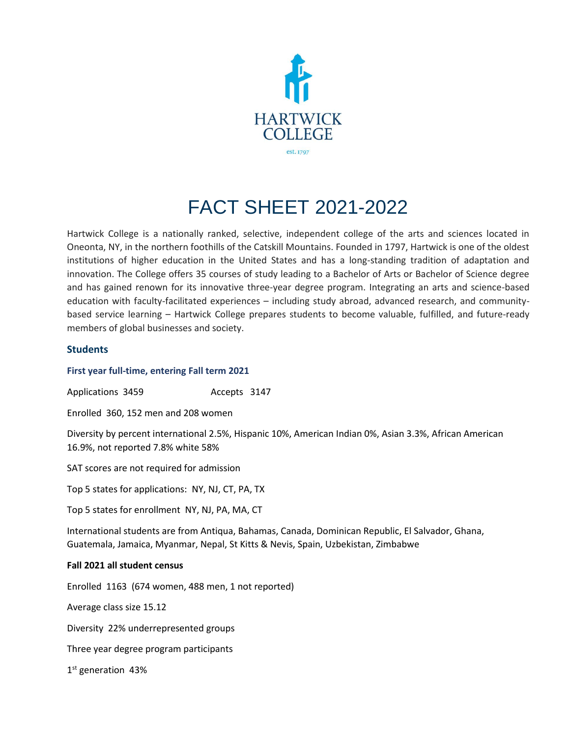HARTWICK COLLEGE

est. 1797

# FACT SHEET 2021-2022

Hartwick College is a nationally ranked, selective, independent college of the arts and sciences located in Oneonta, NY, in the northern foothills of the Catskill Mountains. Founded in 1797, Hartwick is one of the oldest institutions of higher education in the United States and has a long-standing tradition of adaptation and innovation. The College offers 35 courses of study leading to a Bachelor of Arts or Bachelor of Science degree and has gained renown for its innovative three-year degree program. Integrating an arts and science-based education with faculty-facilitated experiences – including study abroad, advanced research, and community-based service learning – Hartwick College prepares students to become valuable, fulfilled, and future-ready members of global businesses and society.

## Students

### First year full-time, entering Fall term 2021

Applications 3459 Accepts 3147

Enrolled 360, 152 men and 208 women

Diversity by percent international 2.5%, Hispanic 10%, American Indian 0%, Asian 3.3%, African American 16.9%, not reported 7.8% white 58%

SAT scores are not required for admission

Top 5 states for applications: NY, NJ, CT, PA, TX

Top 5 states for enrollment NY, NJ, PA, MA, CT

International students are from Antiqua, Bahamas, Canada, Dominican Republic, El Salvador, Ghana, Guatemala, Jamaica, Myanmar, Nepal, St Kitts & Nevis, Spain, Uzbekistan, Zimbabwe

**Fall 2021 all student census**

Enrolled 1163 (674 women, 488 men, 1 not reported)

Average class size 15.12

Diversity 22% underrepresented groups

Three year degree program participants

1st generation 43%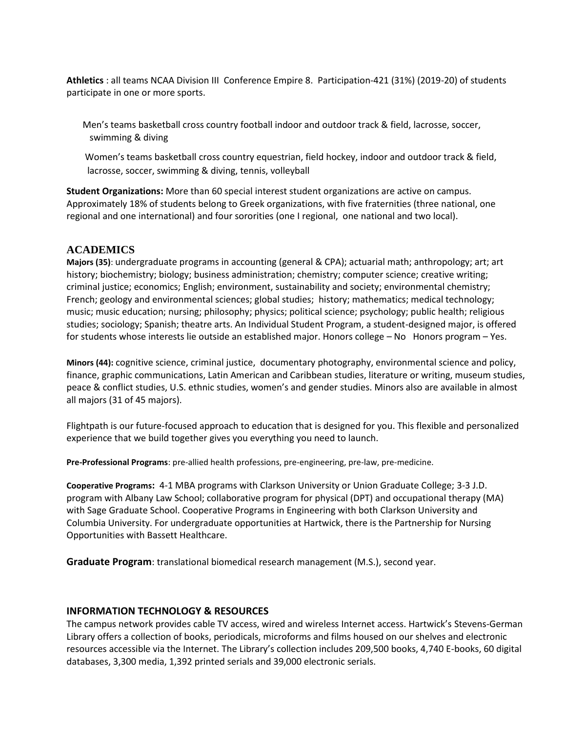**Athletics** : all teams NCAA Division III Conference Empire 8. Participation-421 (31%) (2019-20) of students participate in one or more sports.

Men's teams basketball cross country football indoor and outdoor track & field, lacrosse, soccer, swimming & diving

Women's teams basketball cross country equestrian, field hockey, indoor and outdoor track & field, lacrosse, soccer, swimming & diving, tennis, volleyball

**Student Organizations:** More than 60 special interest student organizations are active on campus. Approximately 18% of students belong to Greek organizations, with five fraternities (three national, one regional and one international) and four sororities (one I regional, one national and two local).

## ACADEMICS

**Majors (35)**: undergraduate programs in accounting (general & CPA); actuarial math; anthropology; art; art history; biochemistry; biology; business administration; chemistry; computer science; creative writing; criminal justice; economics; English; environment, sustainability and society; environmental chemistry; French; geology and environmental sciences; global studies; history; mathematics; medical technology; music; music education; nursing; philosophy; physics; political science; psychology; public health; religious studies; sociology; Spanish; theatre arts. An Individual Student Program, a student-designed major, is offered for students whose interests lie outside an established major. Honors college – No Honors program – Yes.

**Minors (44):** cognitive science, criminal justice, documentary photography, environmental science and policy, finance, graphic communications, Latin American and Caribbean studies, literature or writing, museum studies, peace & conflict studies, U.S. ethnic studies, women's and gender studies. Minors also are available in almost all majors (31 of 45 majors).

Flightpath is our future-focused approach to education that is designed for you. This flexible and personalized experience that we build together gives you everything you need to launch.

**Pre-Professional Programs**: pre-allied health professions, pre-engineering, pre-law, pre-medicine.

**Cooperative Programs:** 4-1 MBA programs with Clarkson University or Union Graduate College; 3-3 J.D. program with Albany Law School; collaborative program for physical (DPT) and occupational therapy (MA) with Sage Graduate School. Cooperative Programs in Engineering with both Clarkson University and Columbia University. For undergraduate opportunities at Hartwick, there is the Partnership for Nursing Opportunities with Bassett Healthcare.

**Graduate Program**: translational biomedical research management (M.S.), second year.

### INFORMATION TECHNOLOGY & RESOURCES

The campus network provides cable TV access, wired and wireless Internet access. Hartwick's Stevens-German Library offers a collection of books, periodicals, microforms and films housed on our shelves and electronic resources accessible via the Internet. The Library's collection includes 209,500 books, 4,740 E-books, 60 digital databases, 3,300 media, 1,392 printed serials and 39,000 electronic serials.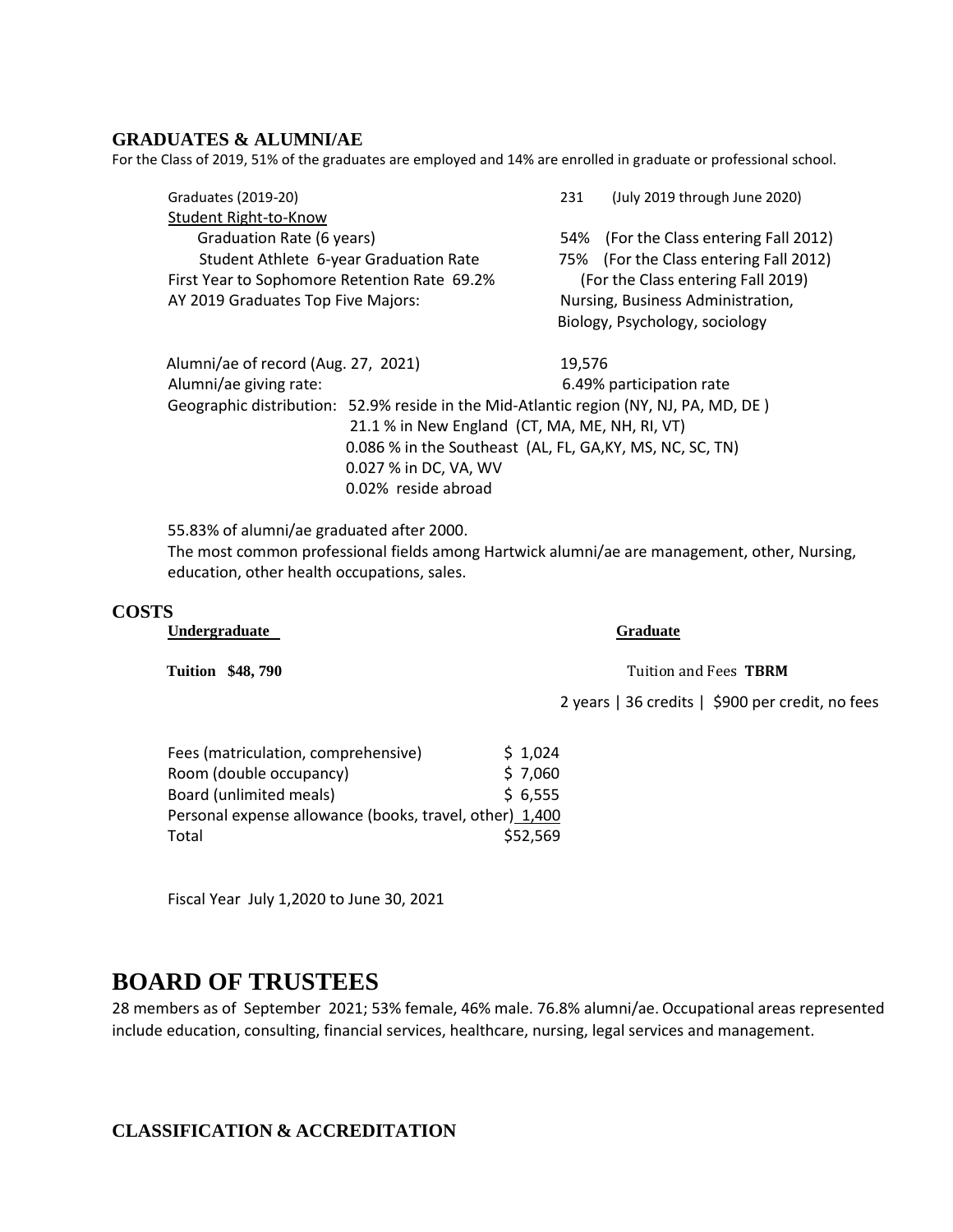## GRADUATES & ALUMNI/AE

For the Class of 2019, 51% of the graduates are employed and 14% are enrolled in graduate or professional school.

| | |
|---|---|
| Graduates (2019-20) | 231 (July 2019 through June 2020) |
| Student Right-to-Know | |
| Graduation Rate (6 years) | 54% (For the Class entering Fall 2012) |
| Student Athlete 6-year Graduation Rate | 75% (For the Class entering Fall 2012) |
| First Year to Sophomore Retention Rate 69.2% | (For the Class entering Fall 2019) |
| AY 2019 Graduates Top Five Majors: | Nursing, Business Administration, Biology, Psychology, sociology |

| | |
|---|---|
| Alumni/ae of record (Aug. 27, 2021) | 19,576 |
| Alumni/ae giving rate: | 6.49% participation rate |

Geographic distribution: 52.9% reside in the Mid-Atlantic region (NY, NJ, PA, MD, DE )
21.1 % in New England (CT, MA, ME, NH, RI, VT)
0.086 % in the Southeast (AL, FL, GA,KY, MS, NC, SC, TN)
0.027 % in DC, VA, WV
0.02% reside abroad

55.83% of alumni/ae graduated after 2000.

The most common professional fields among Hartwick alumni/ae are management, other, Nursing, education, other health occupations, sales.

## COSTS

**Undergraduate**

**Tuition $48, 790**

| | |
|---|---|
| Fees (matriculation, comprehensive) | $ 1,024 |
| Room (double occupancy) | $ 7,060 |
| Board (unlimited meals) | $ 6,555 |
| Personal expense allowance (books, travel, other) | 1,400 |
| Total | $52,569 |

**Graduate**

Tuition and Fees **TBRM**

2 years | 36 credits | $900 per credit, no fees

Fiscal Year July 1,2020 to June 30, 2021

# BOARD OF TRUSTEES

28 members as of September 2021; 53% female, 46% male. 76.8% alumni/ae. Occupational areas represented include education, consulting, financial services, healthcare, nursing, legal services and management.

## CLASSIFICATION & ACCREDITATION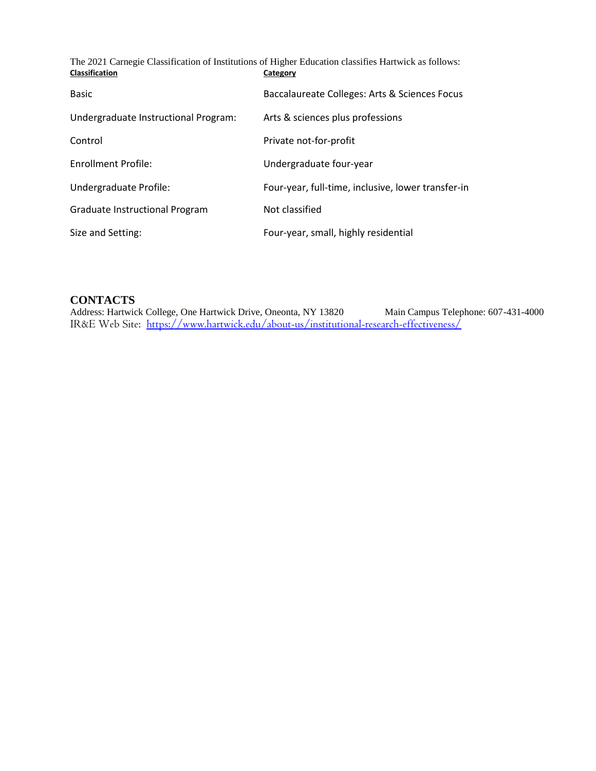The 2021 Carnegie Classification of Institutions of Higher Education classifies Hartwick as follows:

| Classification | Category |
|---|---|
| Basic | Baccalaureate Colleges: Arts & Sciences Focus |
| Undergraduate Instructional Program: | Arts & sciences plus professions |
| Control | Private not-for-profit |
| Enrollment Profile: | Undergraduate four-year |
| Undergraduate Profile: | Four-year, full-time, inclusive, lower transfer-in |
| Graduate Instructional Program | Not classified |
| Size and Setting: | Four-year, small, highly residential |

## CONTACTS

Address: Hartwick College, One Hartwick Drive, Oneonta, NY 13820 Main Campus Telephone: 607-431-4000

IR&E Web Site: https://www.hartwick.edu/about-us/institutional-research-effectiveness/